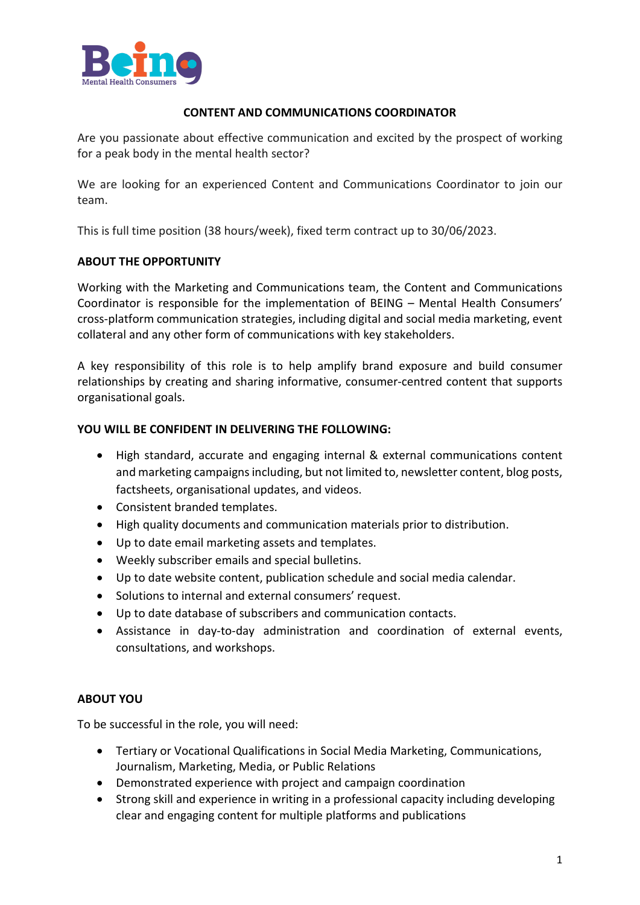# CONTENT AND COMMUNICATIONS COORDINATOR

Are you passionate about effective communication and excited by the prospect of working for a peak body in the mental health sector?

We are looking for an experienced Content and Communications Coordinator to join our team.

This is full time position (38 hours/week), fixed term contract up to 30/06/2023.

## ABOUT THE OPPORTUNITY

Working with the Marketing and Communications team, the Content and Communications Coordinator is responsible for the implementation of BEING – Mental Health Consumers' cross-platform communication strategies, including digital and social media marketing, event collateral and any other form of communications with key stakeholders.

A key responsibility of this role is to help amplify brand exposure and build consumer relationships by creating and sharing informative, consumer-centred content that supports organisational goals.

## YOU WILL BE CONFIDENT IN DELIVERING THE FOLLOWING:

- High standard, accurate and engaging internal & external communications content and marketing campaigns including, but not limited to, newsletter content, blog posts, factsheets, organisational updates, and videos.
- Consistent branded templates.
- High quality documents and communication materials prior to distribution.
- Up to date email marketing assets and templates.
- Weekly subscriber emails and special bulletins.
- Up to date website content, publication schedule and social media calendar.
- Solutions to internal and external consumers' request.
- Up to date database of subscribers and communication contacts.
- Assistance in day-to-day administration and coordination of external events, consultations, and workshops.

## ABOUT YOU

To be successful in the role, you will need:

- Tertiary or Vocational Qualifications in Social Media Marketing, Communications, Journalism, Marketing, Media, or Public Relations
- Demonstrated experience with project and campaign coordination
- Strong skill and experience in writing in a professional capacity including developing clear and engaging content for multiple platforms and publications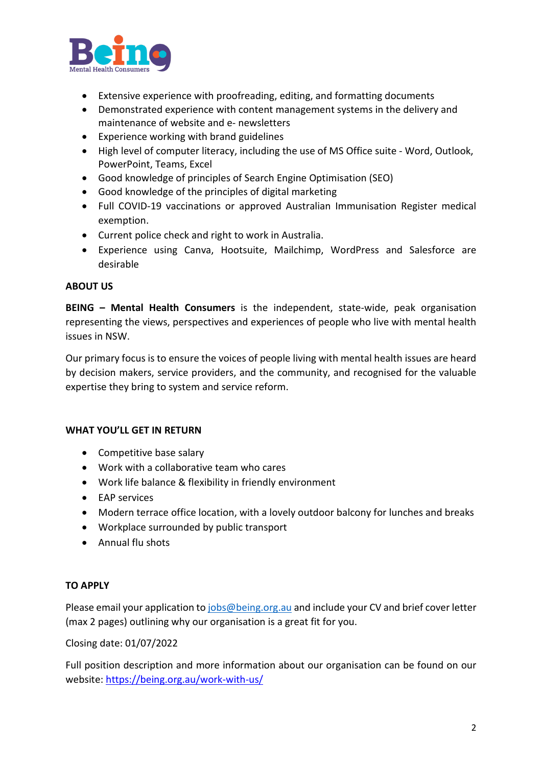- Extensive experience with proofreading, editing, and formatting documents
- Demonstrated experience with content management systems in the delivery and maintenance of website and e- newsletters
- Experience working with brand guidelines
- High level of computer literacy, including the use of MS Office suite - Word, Outlook, PowerPoint, Teams, Excel
- Good knowledge of principles of Search Engine Optimisation (SEO)
- Good knowledge of the principles of digital marketing
- Full COVID-19 vaccinations or approved Australian Immunisation Register medical exemption.
- Current police check and right to work in Australia.
- Experience using Canva, Hootsuite, Mailchimp, WordPress and Salesforce are desirable

**ABOUT US**

**BEING – Mental Health Consumers** is the independent, state-wide, peak organisation representing the views, perspectives and experiences of people who live with mental health issues in NSW.

Our primary focus is to ensure the voices of people living with mental health issues are heard by decision makers, service providers, and the community, and recognised for the valuable expertise they bring to system and service reform.

**WHAT YOU'LL GET IN RETURN**

- Competitive base salary
- Work with a collaborative team who cares
- Work life balance & flexibility in friendly environment
- EAP services
- Modern terrace office location, with a lovely outdoor balcony for lunches and breaks
- Workplace surrounded by public transport
- Annual flu shots

**TO APPLY**

Please email your application to jobs@being.org.au and include your CV and brief cover letter (max 2 pages) outlining why our organisation is a great fit for you.

Closing date: 01/07/2022

Full position description and more information about our organisation can be found on our website: https://being.org.au/work-with-us/